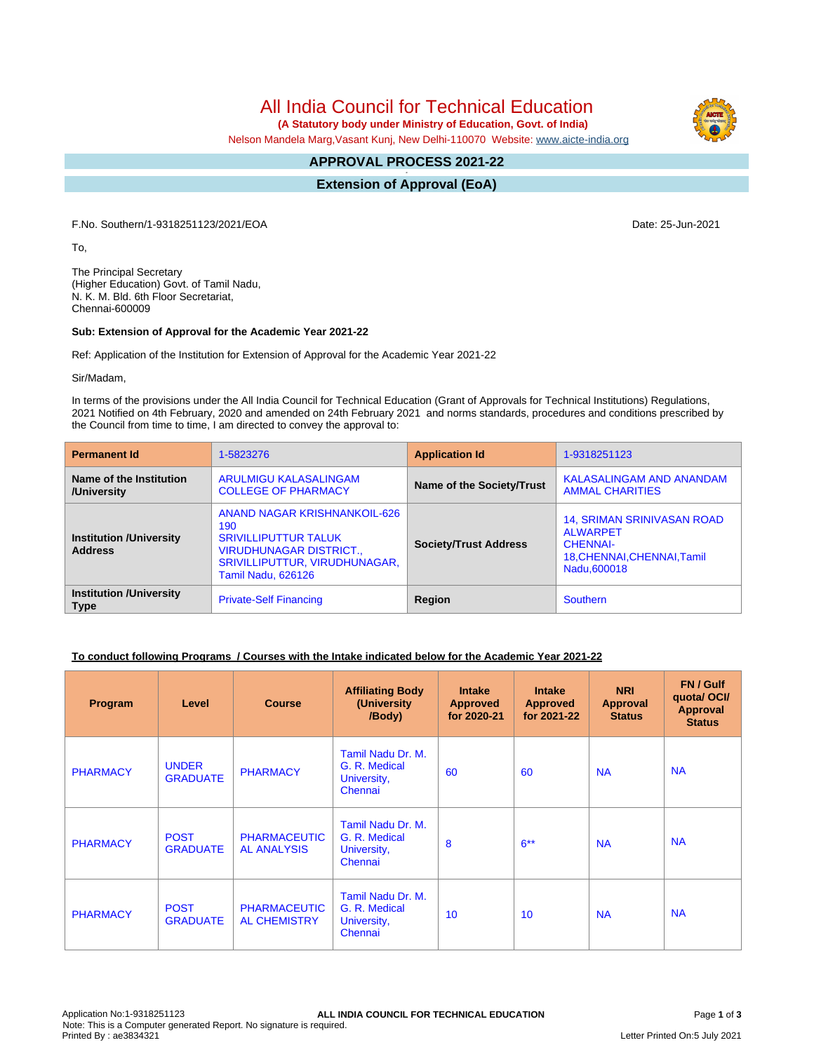# All India Council for Technical Education

**(A Statutory body under Ministry of Education, Govt. of India)**

Nelson Mandela Marg,Vasant Kunj, New Delhi-110070 Website: www.aicte-india.org

## APPROVAL PROCESS 2021-22

## Extension of Approval (EoA)

F.No. Southern/1-9318251123/2021/EOA

Date: 25-Jun-2021

To,

The Principal Secretary
(Higher Education) Govt. of Tamil Nadu,
N. K. M. Bld. 6th Floor Secretariat,
Chennai-600009

**Sub: Extension of Approval for the Academic Year 2021-22**

Ref: Application of the Institution for Extension of Approval for the Academic Year 2021-22

Sir/Madam,

In terms of the provisions under the All India Council for Technical Education (Grant of Approvals for Technical Institutions) Regulations, 2021 Notified on 4th February, 2020 and amended on 24th February 2021 and norms standards, procedures and conditions prescribed by the Council from time to time, I am directed to convey the approval to:

| **Permanent Id** | 1-5823276 | **Application Id** | 1-9318251123 |
|---|---|---|---|
| **Name of the Institution /University** | ARULMIGU KALASALINGAM COLLEGE OF PHARMACY | **Name of the Society/Trust** | KALASALINGAM AND ANANDAM AMMAL CHARITIES |
| **Institution /University Address** | ANAND NAGAR KRISHNANKOIL-626 190 SRIVILLIPUTTUR TALUK VIRUDHUNAGAR DISTRICT., SRIVILLIPUTTUR, VIRUDHUNAGAR, Tamil Nadu, 626126 | **Society/Trust Address** | 14, SRIMAN SRINIVASAN ROAD ALWARPET CHENNAI-18,CHENNAI,CHENNAI,Tamil Nadu,600018 |
| **Institution /University Type** | Private-Self Financing | **Region** | Southern |

**To conduct following Programs / Courses with the Intake indicated below for the Academic Year 2021-22**

| Program | Level | Course | Affiliating Body (University /Body) | Intake Approved for 2020-21 | Intake Approved for 2021-22 | NRI Approval Status | FN / Gulf quota/ OCI/ Approval Status |
|---|---|---|---|---|---|---|---|
| PHARMACY | UNDER GRADUATE | PHARMACY | Tamil Nadu Dr. M. G. R. Medical University, Chennai | 60 | 60 | NA | NA |
| PHARMACY | POST GRADUATE | PHARMACEUTICAL ANALYSIS | Tamil Nadu Dr. M. G. R. Medical University, Chennai | 8 | 6** | NA | NA |
| PHARMACY | POST GRADUATE | PHARMACEUTICAL CHEMISTRY | Tamil Nadu Dr. M. G. R. Medical University, Chennai | 10 | 10 | NA | NA |

Application No:1-9318251123
Note: This is a Computer generated Report. No signature is required.
Printed By : ae3834321

Letter Printed On:5 July 2021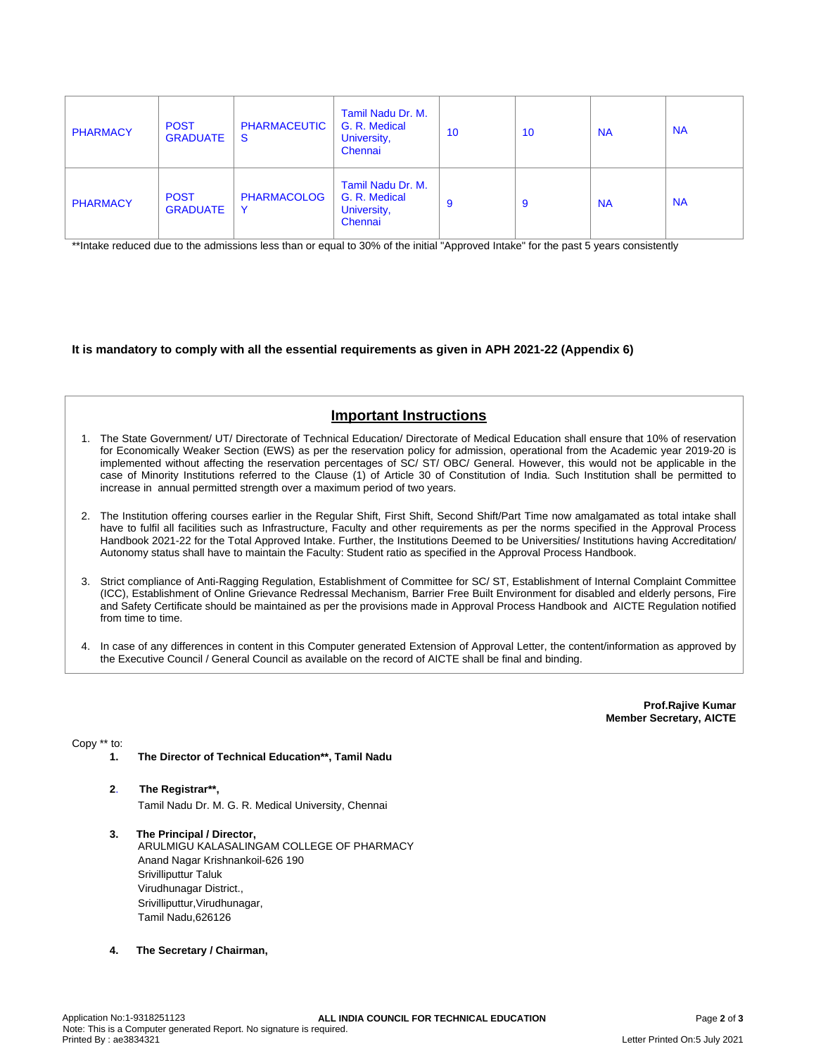| | | | | | | | |
|---|---|---|---|---|---|---|---|
| PHARMACY | POST GRADUATE | PHARMACEUTICS | Tamil Nadu Dr. M. G. R. Medical University, Chennai | 10 | 10 | NA | NA |
| PHARMACY | POST GRADUATE | PHARMACOLOGY | Tamil Nadu Dr. M. G. R. Medical University, Chennai | 9 | 9 | NA | NA |

**Intake reduced due to the admissions less than or equal to 30% of the initial "Approved Intake" for the past 5 years consistently

**It is mandatory to comply with all the essential requirements as given in APH 2021-22 (Appendix 6)**

## Important Instructions

1. The State Government/ UT/ Directorate of Technical Education/ Directorate of Medical Education shall ensure that 10% of reservation for Economically Weaker Section (EWS) as per the reservation policy for admission, operational from the Academic year 2019-20 is implemented without affecting the reservation percentages of SC/ ST/ OBC/ General. However, this would not be applicable in the case of Minority Institutions referred to the Clause (1) of Article 30 of Constitution of India. Such Institution shall be permitted to increase in annual permitted strength over a maximum period of two years.

2. The Institution offering courses earlier in the Regular Shift, First Shift, Second Shift/Part Time now amalgamated as total intake shall have to fulfil all facilities such as Infrastructure, Faculty and other requirements as per the norms specified in the Approval Process Handbook 2021-22 for the Total Approved Intake. Further, the Institutions Deemed to be Universities/ Institutions having Accreditation/ Autonomy status shall have to maintain the Faculty: Student ratio as specified in the Approval Process Handbook.

3. Strict compliance of Anti-Ragging Regulation, Establishment of Committee for SC/ ST, Establishment of Internal Complaint Committee (ICC), Establishment of Online Grievance Redressal Mechanism, Barrier Free Built Environment for disabled and elderly persons, Fire and Safety Certificate should be maintained as per the provisions made in Approval Process Handbook and AICTE Regulation notified from time to time.

4. In case of any differences in content in this Computer generated Extension of Approval Letter, the content/information as approved by the Executive Council / General Council as available on the record of AICTE shall be final and binding.

**Prof.Rajive Kumar**
**Member Secretary, AICTE**

Copy ** to:

1. **The Director of Technical Education**, Tamil Nadu**

2. **The Registrar**,**
Tamil Nadu Dr. M. G. R. Medical University, Chennai

3. **The Principal / Director,**
ARULMIGU KALASALINGAM COLLEGE OF PHARMACY
Anand Nagar Krishnankoil-626 190
Srivilliputtur Taluk
Virudhunagar District.,
Srivilliputtur,Virudhunagar,
Tamil Nadu,626126

4. **The Secretary / Chairman,**

Application No:1-9318251123
Note: This is a Computer generated Report. No signature is required.
Printed By : ae3834321
Letter Printed On:5 July 2021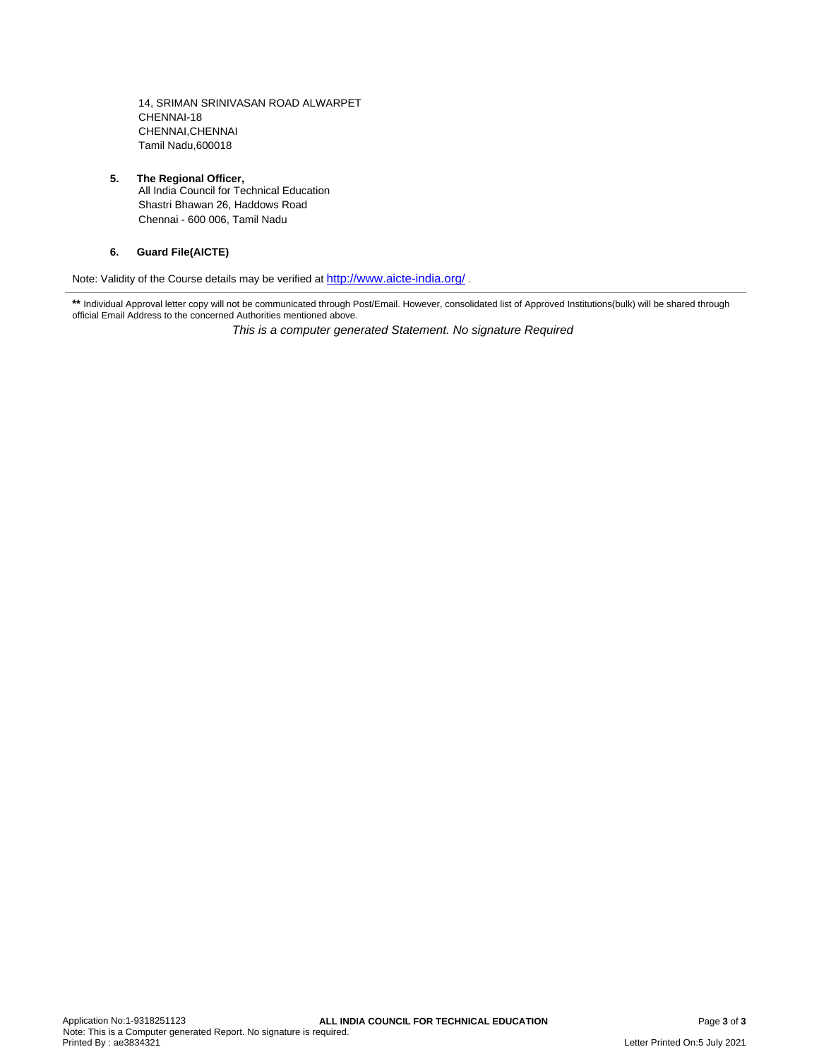14, SRIMAN SRINIVASAN ROAD ALWARPET
CHENNAI-18
CHENNAI,CHENNAI
Tamil Nadu,600018

5. **The Regional Officer,**
   All India Council for Technical Education
   Shastri Bhawan 26, Haddows Road
   Chennai - 600 006, Tamil Nadu

6. **Guard File(AICTE)**

Note: Validity of the Course details may be verified at http://www.aicte-india.org/ .

---

**\*\*** Individual Approval letter copy will not be communicated through Post/Email. However, consolidated list of Approved Institutions(bulk) will be shared through official Email Address to the concerned Authorities mentioned above.

*This is a computer generated Statement. No signature Required*